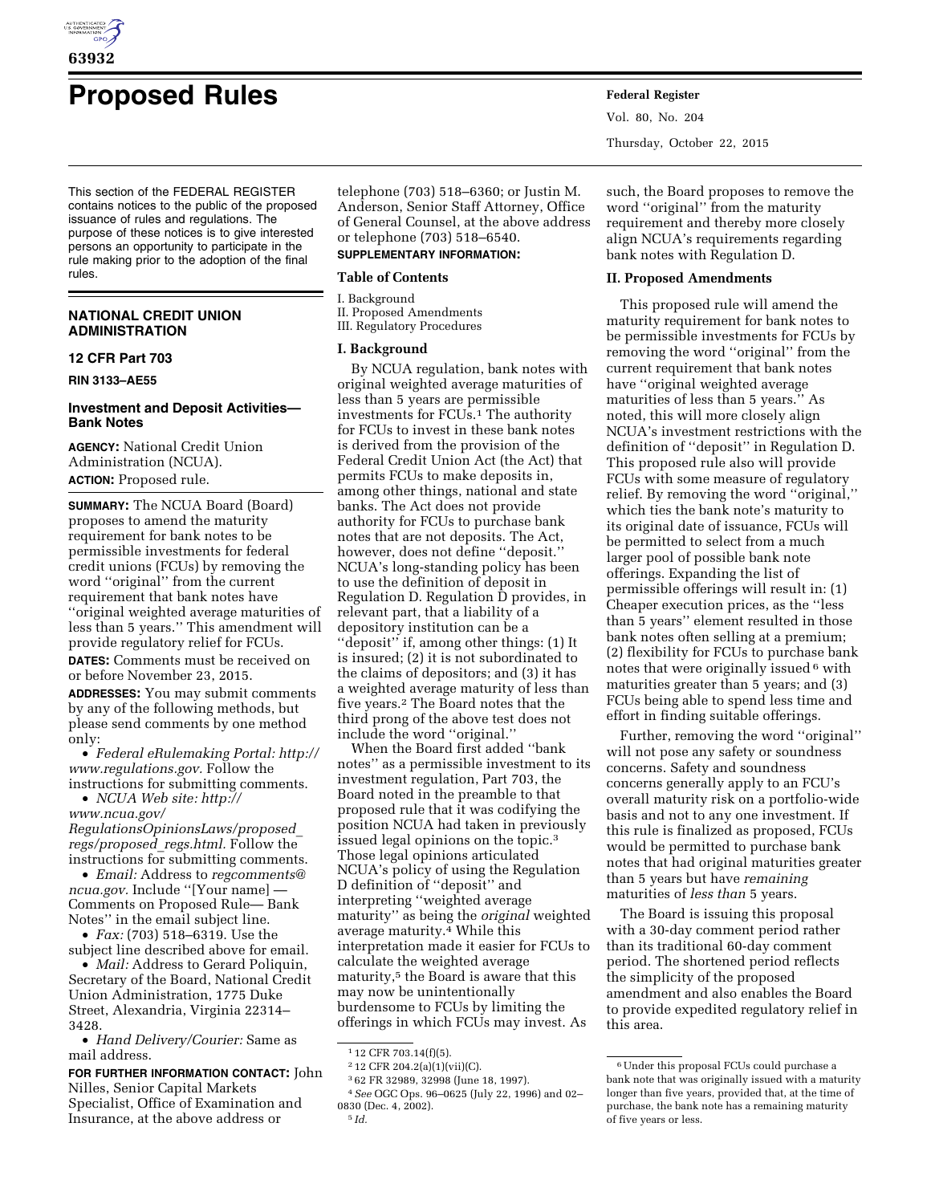# Proposed Rules

This section of the FEDERAL REGISTER contains notices to the public of the proposed issuance of rules and regulations. The purpose of these notices is to give interested persons an opportunity to participate in the rule making prior to the adoption of the final rules.

## NATIONAL CREDIT UNION ADMINISTRATION

### 12 CFR Part 703

**RIN 3133–AE55**

### Investment and Deposit Activities—Bank Notes

**AGENCY:** National Credit Union Administration (NCUA).

**ACTION:** Proposed rule.

**SUMMARY:** The NCUA Board (Board) proposes to amend the maturity requirement for bank notes to be permissible investments for federal credit unions (FCUs) by removing the word ''original'' from the current requirement that bank notes have ''original weighted average maturities of less than 5 years.'' This amendment will provide regulatory relief for FCUs.

**DATES:** Comments must be received on or before November 23, 2015.

**ADDRESSES:** You may submit comments by any of the following methods, but please send comments by one method only:

- *Federal eRulemaking Portal: http://www.regulations.gov.* Follow the instructions for submitting comments.
- *NCUA Web site: http://www.ncua.gov/RegulationsOpinionsLaws/proposed_regs/proposed_regs.html.* Follow the instructions for submitting comments.
- *Email:* Address to *regcomments@ncua.gov.* Include ''[Your name] —Comments on Proposed Rule— Bank Notes'' in the email subject line.
- *Fax:* (703) 518–6319. Use the subject line described above for email.
- *Mail:* Address to Gerard Poliquin, Secretary of the Board, National Credit Union Administration, 1775 Duke Street, Alexandria, Virginia 22314–3428.
- *Hand Delivery/Courier:* Same as mail address.

**FOR FURTHER INFORMATION CONTACT:** John Nilles, Senior Capital Markets Specialist, Office of Examination and Insurance, at the above address or telephone (703) 518–6360; or Justin M. Anderson, Senior Staff Attorney, Office of General Counsel, at the above address or telephone (703) 518–6540.

**SUPPLEMENTARY INFORMATION:**

**Table of Contents**

I. Background
II. Proposed Amendments
III. Regulatory Procedures

**I. Background**

By NCUA regulation, bank notes with original weighted average maturities of less than 5 years are permissible investments for FCUs.[1] The authority for FCUs to invest in these bank notes is derived from the provision of the Federal Credit Union Act (the Act) that permits FCUs to make deposits in, among other things, national and state banks. The Act does not provide authority for FCUs to purchase bank notes that are not deposits. The Act, however, does not define ''deposit.'' NCUA's long-standing policy has been to use the definition of deposit in Regulation D. Regulation D provides, in relevant part, that a liability of a depository institution can be a ''deposit'' if, among other things: (1) It is insured; (2) it is not subordinated to the claims of depositors; and (3) it has a weighted average maturity of less than five years.[2] The Board notes that the third prong of the above test does not include the word ''original.''

When the Board first added ''bank notes'' as a permissible investment to its investment regulation, Part 703, the Board noted in the preamble to that proposed rule that it was codifying the position NCUA had taken in previously issued legal opinions on the topic.[3] Those legal opinions articulated NCUA's policy of using the Regulation D definition of ''deposit'' and interpreting ''weighted average maturity'' as being the *original* weighted average maturity.[4] While this interpretation made it easier for FCUs to calculate the weighted average maturity,[5] the Board is aware that this may now be unintentionally burdensome to FCUs by limiting the offerings in which FCUs may invest. As such, the Board proposes to remove the word ''original'' from the maturity requirement and thereby more closely align NCUA's requirements regarding bank notes with Regulation D.

**II. Proposed Amendments**

This proposed rule will amend the maturity requirement for bank notes to be permissible investments for FCUs by removing the word ''original'' from the current requirement that bank notes have ''original weighted average maturities of less than 5 years.'' As noted, this will more closely align NCUA's investment restrictions with the definition of ''deposit'' in Regulation D. This proposed rule also will provide FCUs with some measure of regulatory relief. By removing the word ''original,'' which ties the bank note's maturity to its original date of issuance, FCUs will be permitted to select from a much larger pool of possible bank note offerings. Expanding the list of permissible offerings will result in: (1) Cheaper execution prices, as the ''less than 5 years'' element resulted in those bank notes often selling at a premium; (2) flexibility for FCUs to purchase bank notes that were originally issued[6] with maturities greater than 5 years; and (3) FCUs being able to spend less time and effort in finding suitable offerings.

Further, removing the word ''original'' will not pose any safety or soundness concerns. Safety and soundness concerns generally apply to an FCU's overall maturity risk on a portfolio-wide basis and not to any one investment. If this rule is finalized as proposed, FCUs would be permitted to purchase bank notes that had original maturities greater than 5 years but have *remaining* maturities of *less than* 5 years.

The Board is issuing this proposal with a 30-day comment period rather than its traditional 60-day comment period. The shortened period reflects the simplicity of the proposed amendment and also enables the Board to provide expedited regulatory relief in this area.

---

[1] 12 CFR 703.14(f)(5).

[2] 12 CFR 204.2(a)(1)(vii)(C).

[3] 62 FR 32989, 32998 (June 18, 1997).

[4] *See* OGC Ops. 96–0625 (July 22, 1996) and 02–0830 (Dec. 4, 2002).

[5] *Id.*

[6] Under this proposal FCUs could purchase a bank note that was originally issued with a maturity longer than five years, provided that, at the time of purchase, the bank note has a remaining maturity of five years or less.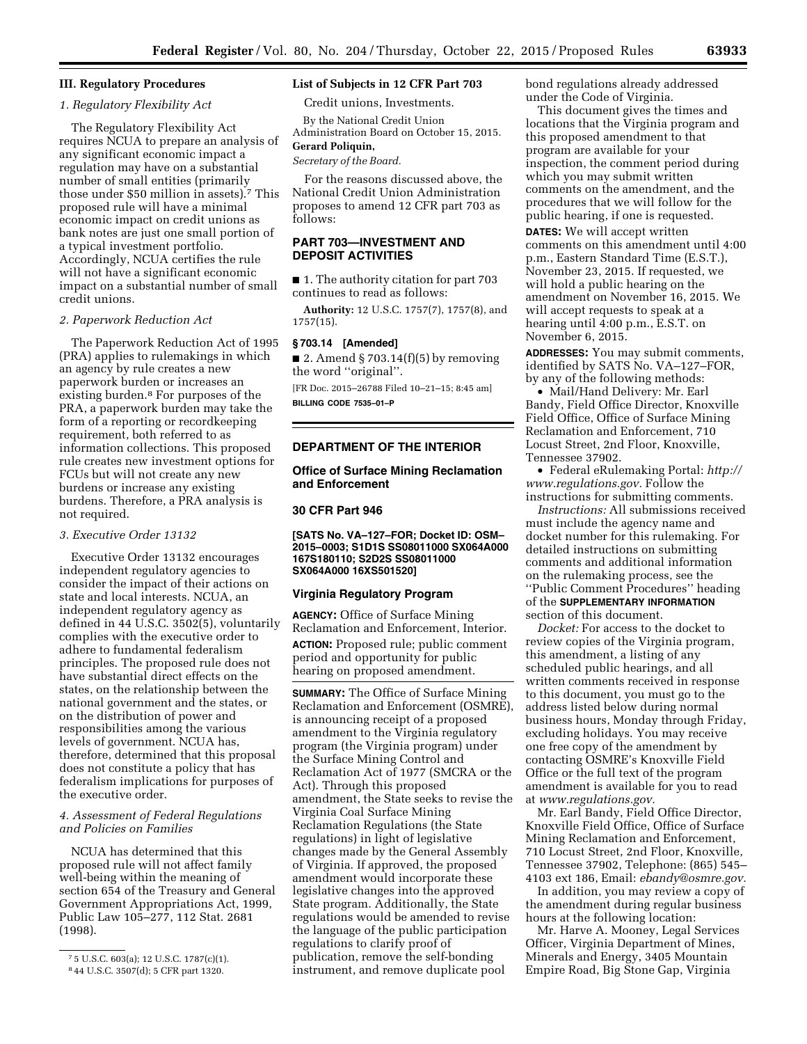## III. Regulatory Procedures

### *1. Regulatory Flexibility Act*

The Regulatory Flexibility Act requires NCUA to prepare an analysis of any significant economic impact a regulation may have on a substantial number of small entities (primarily those under $50 million in assets).[7] This proposed rule will have a minimal economic impact on credit unions as bank notes are just one small portion of a typical investment portfolio. Accordingly, NCUA certifies the rule will not have a significant economic impact on a substantial number of small credit unions.

### *2. Paperwork Reduction Act*

The Paperwork Reduction Act of 1995 (PRA) applies to rulemakings in which an agency by rule creates a new paperwork burden or increases an existing burden.[8] For purposes of the PRA, a paperwork burden may take the form of a reporting or recordkeeping requirement, both referred to as information collections. This proposed rule creates new investment options for FCUs but will not create any new burdens or increase any existing burdens. Therefore, a PRA analysis is not required.

### *3. Executive Order 13132*

Executive Order 13132 encourages independent regulatory agencies to consider the impact of their actions on state and local interests. NCUA, an independent regulatory agency as defined in 44 U.S.C. 3502(5), voluntarily complies with the executive order to adhere to fundamental federalism principles. The proposed rule does not have substantial direct effects on the states, on the relationship between the national government and the states, or on the distribution of power and responsibilities among the various levels of government. NCUA has, therefore, determined that this proposal does not constitute a policy that has federalism implications for purposes of the executive order.

### *4. Assessment of Federal Regulations and Policies on Families*

NCUA has determined that this proposed rule will not affect family well-being within the meaning of section 654 of the Treasury and General Government Appropriations Act, 1999, Public Law 105–277, 112 Stat. 2681 (1998).

[7] 5 U.S.C. 603(a); 12 U.S.C. 1787(c)(1).

[8] 44 U.S.C. 3507(d); 5 CFR part 1320.

## List of Subjects in 12 CFR Part 703

Credit unions, Investments.

By the National Credit Union Administration Board on October 15, 2015.

**Gerard Poliquin,**

*Secretary of the Board.*

For the reasons discussed above, the National Credit Union Administration proposes to amend 12 CFR part 703 as follows:

## PART 703—INVESTMENT AND DEPOSIT ACTIVITIES

■ 1. The authority citation for part 703 continues to read as follows:

**Authority:** 12 U.S.C. 1757(7), 1757(8), and 1757(15).

**§ 703.14 [Amended]**

■ 2. Amend § 703.14(f)(5) by removing the word ''original''.

[FR Doc. 2015–26788 Filed 10–21–15; 8:45 am]

**BILLING CODE 7535–01–P**

---

## DEPARTMENT OF THE INTERIOR

## Office of Surface Mining Reclamation and Enforcement

## 30 CFR Part 946

**[SATS No. VA–127–FOR; Docket ID: OSM–2015–0003; S1D1S SS08011000 SX064A000 167S180110; S2D2S SS08011000 SX064A000 16XS501520]**

## Virginia Regulatory Program

**AGENCY:** Office of Surface Mining Reclamation and Enforcement, Interior.

**ACTION:** Proposed rule; public comment period and opportunity for public hearing on proposed amendment.

**SUMMARY:** The Office of Surface Mining Reclamation and Enforcement (OSMRE), is announcing receipt of a proposed amendment to the Virginia regulatory program (the Virginia program) under the Surface Mining Control and Reclamation Act of 1977 (SMCRA or the Act). Through this proposed amendment, the State seeks to revise the Virginia Coal Surface Mining Reclamation Regulations (the State regulations) in light of legislative changes made by the General Assembly of Virginia. If approved, the proposed amendment would incorporate these legislative changes into the approved State program. Additionally, the State regulations would be amended to revise the language of the public participation regulations to clarify proof of publication, remove the self-bonding instrument, and remove duplicate pool bond regulations already addressed under the Code of Virginia.

This document gives the times and locations that the Virginia program and this proposed amendment to that program are available for your inspection, the comment period during which you may submit written comments on the amendment, and the procedures that we will follow for the public hearing, if one is requested.

**DATES:** We will accept written comments on this amendment until 4:00 p.m., Eastern Standard Time (E.S.T.), November 23, 2015. If requested, we will hold a public hearing on the amendment on November 16, 2015. We will accept requests to speak at a hearing until 4:00 p.m., E.S.T. on November 6, 2015.

**ADDRESSES:** You may submit comments, identified by SATS No. VA–127–FOR, by any of the following methods:

- Mail/Hand Delivery: Mr. Earl Bandy, Field Office Director, Knoxville Field Office, Office of Surface Mining Reclamation and Enforcement, 710 Locust Street, 2nd Floor, Knoxville, Tennessee 37902.
- Federal eRulemaking Portal: *http://www.regulations.gov.* Follow the instructions for submitting comments.

*Instructions:* All submissions received must include the agency name and docket number for this rulemaking. For detailed instructions on submitting comments and additional information on the rulemaking process, see the ''Public Comment Procedures'' heading of the **SUPPLEMENTARY INFORMATION** section of this document.

*Docket:* For access to the docket to review copies of the Virginia program, this amendment, a listing of any scheduled public hearings, and all written comments received in response to this document, you must go to the address listed below during normal business hours, Monday through Friday, excluding holidays. You may receive one free copy of the amendment by contacting OSMRE's Knoxville Field Office or the full text of the program amendment is available for you to read at *www.regulations.gov.*

Mr. Earl Bandy, Field Office Director, Knoxville Field Office, Office of Surface Mining Reclamation and Enforcement, 710 Locust Street, 2nd Floor, Knoxville, Tennessee 37902, Telephone: (865) 545–4103 ext 186, Email: *ebandy@osmre.gov.*

In addition, you may review a copy of the amendment during regular business hours at the following location:

Mr. Harve A. Mooney, Legal Services Officer, Virginia Department of Mines, Minerals and Energy, 3405 Mountain Empire Road, Big Stone Gap, Virginia